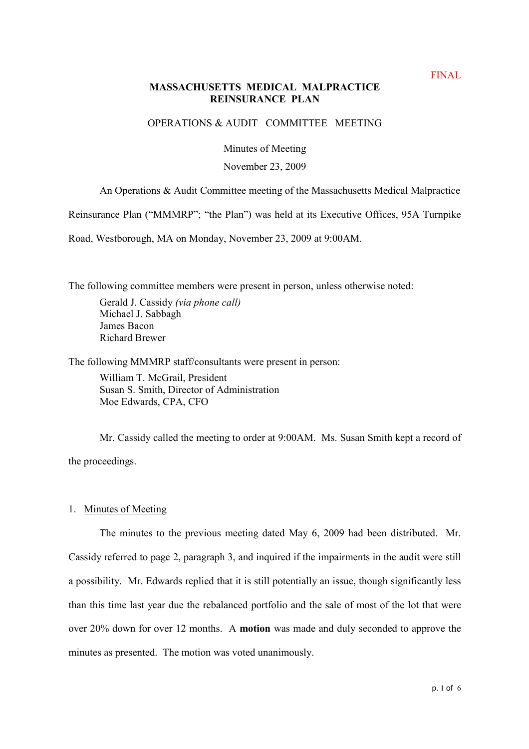FINAL

# MASSACHUSETTS MEDICAL MALPRACTICE REINSURANCE PLAN

## OPERATIONS & AUDIT COMMITTEE MEETING

Minutes of Meeting

November 23, 2009

An Operations & Audit Committee meeting of the Massachusetts Medical Malpractice Reinsurance Plan ("MMMRP"; "the Plan") was held at its Executive Offices, 95A Turnpike Road, Westborough, MA on Monday, November 23, 2009 at 9:00AM.

The following committee members were present in person, unless otherwise noted:

Gerald J. Cassidy *(via phone call)*
Michael J. Sabbagh
James Bacon
Richard Brewer

The following MMMRP staff/consultants were present in person:

William T. McGrail, President
Susan S. Smith, Director of Administration
Moe Edwards, CPA, CFO

Mr. Cassidy called the meeting to order at 9:00AM. Ms. Susan Smith kept a record of the proceedings.

1. Minutes of Meeting

The minutes to the previous meeting dated May 6, 2009 had been distributed. Mr. Cassidy referred to page 2, paragraph 3, and inquired if the impairments in the audit were still a possibility. Mr. Edwards replied that it is still potentially an issue, though significantly less than this time last year due the rebalanced portfolio and the sale of most of the lot that were over 20% down for over 12 months. A **motion** was made and duly seconded to approve the minutes as presented. The motion was voted unanimously.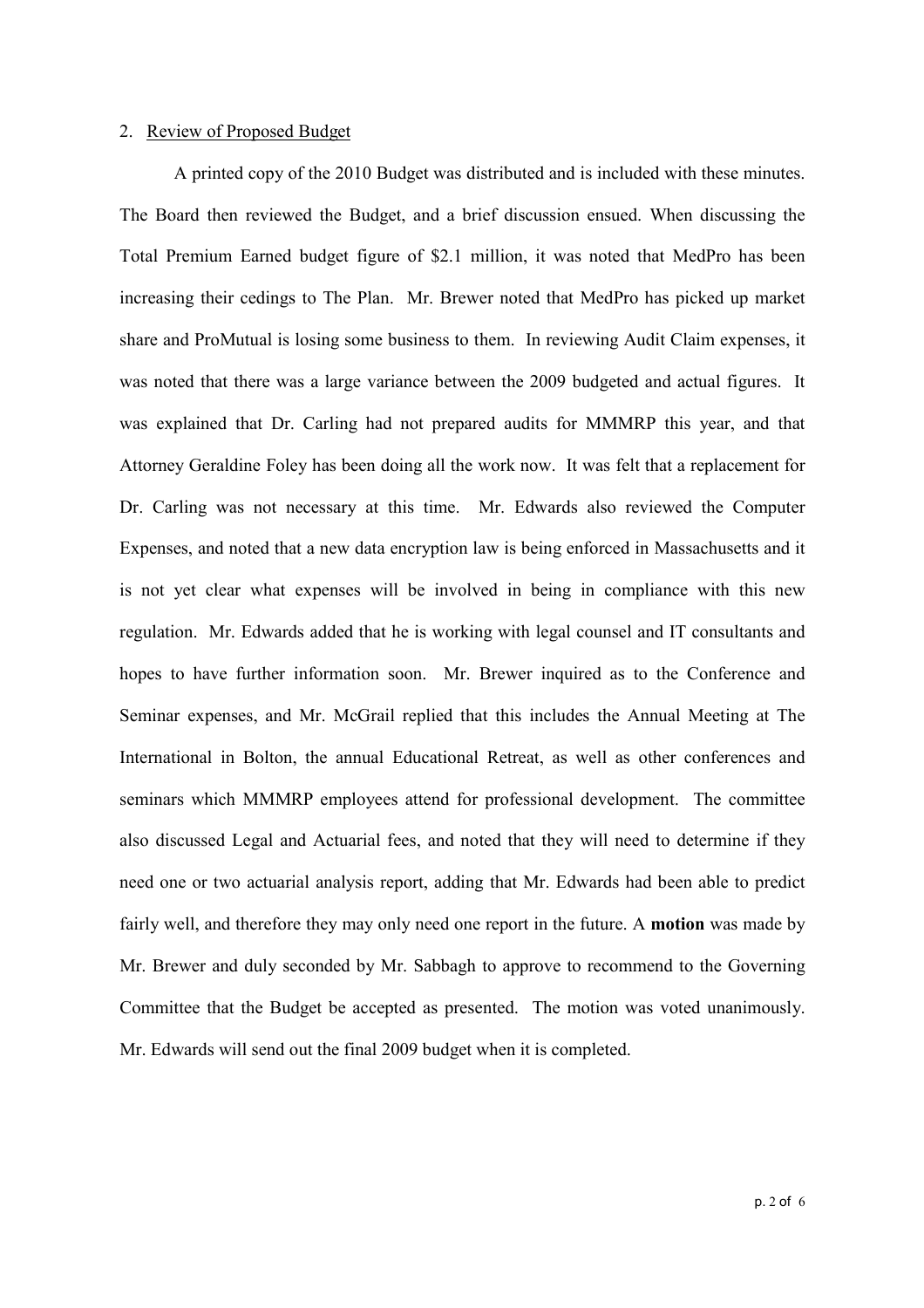2. Review of Proposed Budget

A printed copy of the 2010 Budget was distributed and is included with these minutes. The Board then reviewed the Budget, and a brief discussion ensued. When discussing the Total Premium Earned budget figure of $2.1 million, it was noted that MedPro has been increasing their cedings to The Plan. Mr. Brewer noted that MedPro has picked up market share and ProMutual is losing some business to them. In reviewing Audit Claim expenses, it was noted that there was a large variance between the 2009 budgeted and actual figures. It was explained that Dr. Carling had not prepared audits for MMMRP this year, and that Attorney Geraldine Foley has been doing all the work now. It was felt that a replacement for Dr. Carling was not necessary at this time. Mr. Edwards also reviewed the Computer Expenses, and noted that a new data encryption law is being enforced in Massachusetts and it is not yet clear what expenses will be involved in being in compliance with this new regulation. Mr. Edwards added that he is working with legal counsel and IT consultants and hopes to have further information soon. Mr. Brewer inquired as to the Conference and Seminar expenses, and Mr. McGrail replied that this includes the Annual Meeting at The International in Bolton, the annual Educational Retreat, as well as other conferences and seminars which MMMRP employees attend for professional development. The committee also discussed Legal and Actuarial fees, and noted that they will need to determine if they need one or two actuarial analysis report, adding that Mr. Edwards had been able to predict fairly well, and therefore they may only need one report in the future. A **motion** was made by Mr. Brewer and duly seconded by Mr. Sabbagh to approve to recommend to the Governing Committee that the Budget be accepted as presented. The motion was voted unanimously. Mr. Edwards will send out the final 2009 budget when it is completed.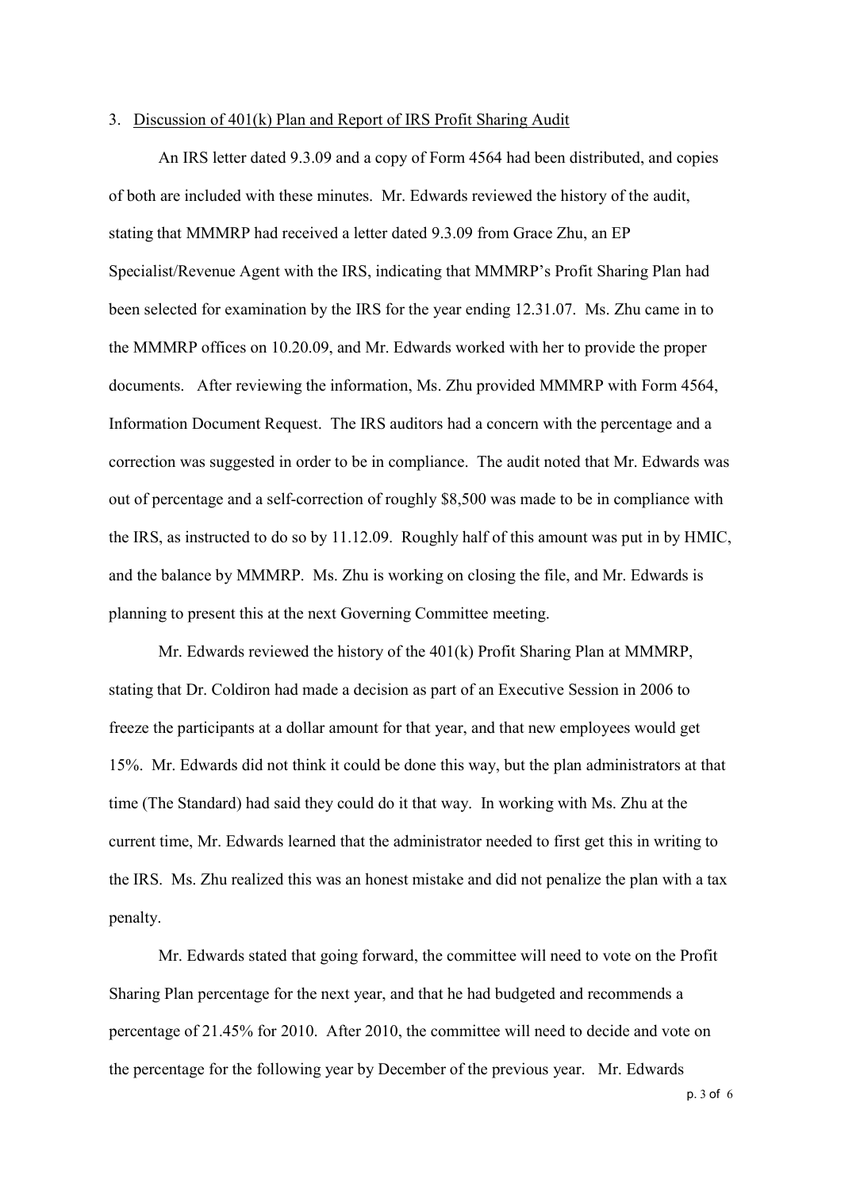3. <u>Discussion of 401(k) Plan and Report of IRS Profit Sharing Audit</u>

An IRS letter dated 9.3.09 and a copy of Form 4564 had been distributed, and copies of both are included with these minutes. Mr. Edwards reviewed the history of the audit, stating that MMMRP had received a letter dated 9.3.09 from Grace Zhu, an EP Specialist/Revenue Agent with the IRS, indicating that MMMRP's Profit Sharing Plan had been selected for examination by the IRS for the year ending 12.31.07. Ms. Zhu came in to the MMMRP offices on 10.20.09, and Mr. Edwards worked with her to provide the proper documents. After reviewing the information, Ms. Zhu provided MMMRP with Form 4564, Information Document Request. The IRS auditors had a concern with the percentage and a correction was suggested in order to be in compliance. The audit noted that Mr. Edwards was out of percentage and a self-correction of roughly $8,500 was made to be in compliance with the IRS, as instructed to do so by 11.12.09. Roughly half of this amount was put in by HMIC, and the balance by MMMRP. Ms. Zhu is working on closing the file, and Mr. Edwards is planning to present this at the next Governing Committee meeting.

Mr. Edwards reviewed the history of the 401(k) Profit Sharing Plan at MMMRP, stating that Dr. Coldiron had made a decision as part of an Executive Session in 2006 to freeze the participants at a dollar amount for that year, and that new employees would get 15%. Mr. Edwards did not think it could be done this way, but the plan administrators at that time (The Standard) had said they could do it that way. In working with Ms. Zhu at the current time, Mr. Edwards learned that the administrator needed to first get this in writing to the IRS. Ms. Zhu realized this was an honest mistake and did not penalize the plan with a tax penalty.

Mr. Edwards stated that going forward, the committee will need to vote on the Profit Sharing Plan percentage for the next year, and that he had budgeted and recommends a percentage of 21.45% for 2010. After 2010, the committee will need to decide and vote on the percentage for the following year by December of the previous year. Mr. Edwards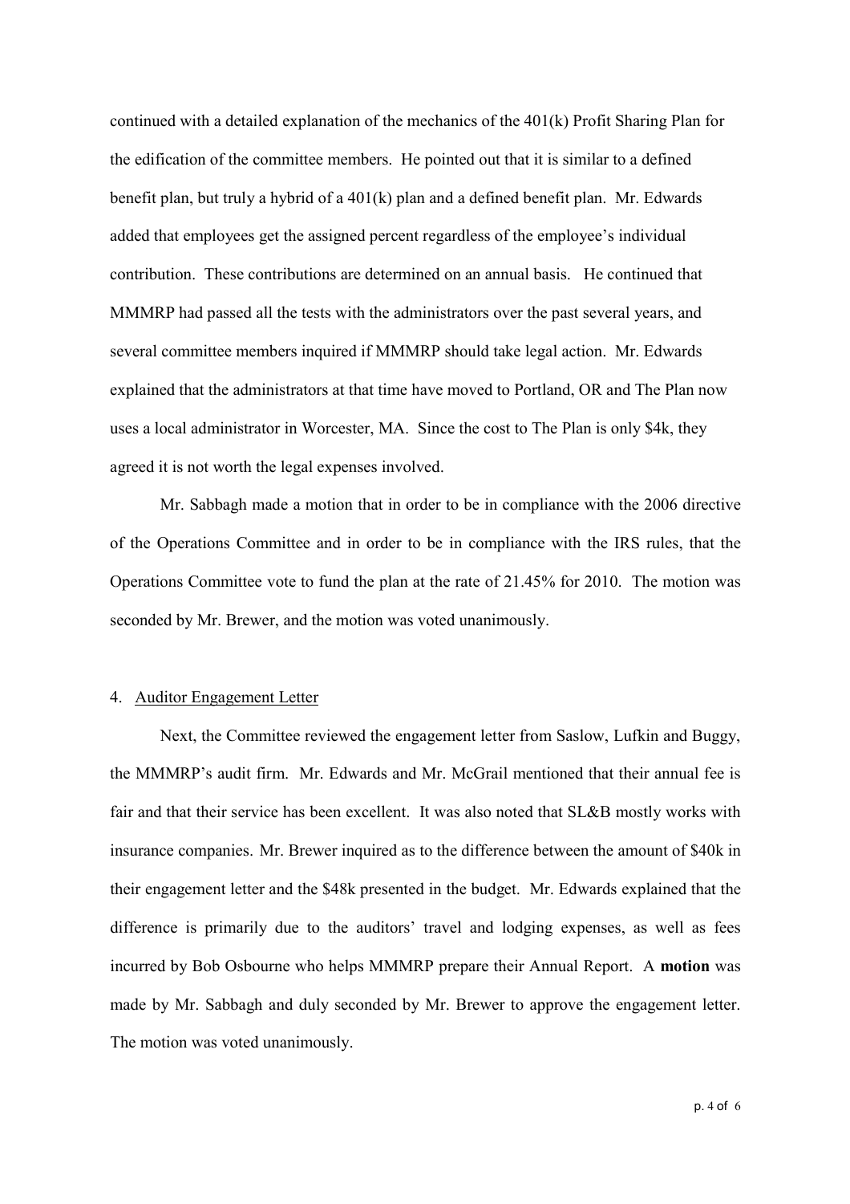continued with a detailed explanation of the mechanics of the 401(k) Profit Sharing Plan for the edification of the committee members. He pointed out that it is similar to a defined benefit plan, but truly a hybrid of a 401(k) plan and a defined benefit plan. Mr. Edwards added that employees get the assigned percent regardless of the employee's individual contribution. These contributions are determined on an annual basis. He continued that MMMRP had passed all the tests with the administrators over the past several years, and several committee members inquired if MMMRP should take legal action. Mr. Edwards explained that the administrators at that time have moved to Portland, OR and The Plan now uses a local administrator in Worcester, MA. Since the cost to The Plan is only $4k, they agreed it is not worth the legal expenses involved.

Mr. Sabbagh made a motion that in order to be in compliance with the 2006 directive of the Operations Committee and in order to be in compliance with the IRS rules, that the Operations Committee vote to fund the plan at the rate of 21.45% for 2010. The motion was seconded by Mr. Brewer, and the motion was voted unanimously.

4. Auditor Engagement Letter

Next, the Committee reviewed the engagement letter from Saslow, Lufkin and Buggy, the MMMRP's audit firm. Mr. Edwards and Mr. McGrail mentioned that their annual fee is fair and that their service has been excellent. It was also noted that SL&B mostly works with insurance companies. Mr. Brewer inquired as to the difference between the amount of $40k in their engagement letter and the $48k presented in the budget. Mr. Edwards explained that the difference is primarily due to the auditors' travel and lodging expenses, as well as fees incurred by Bob Osbourne who helps MMMRP prepare their Annual Report. A **motion** was made by Mr. Sabbagh and duly seconded by Mr. Brewer to approve the engagement letter. The motion was voted unanimously.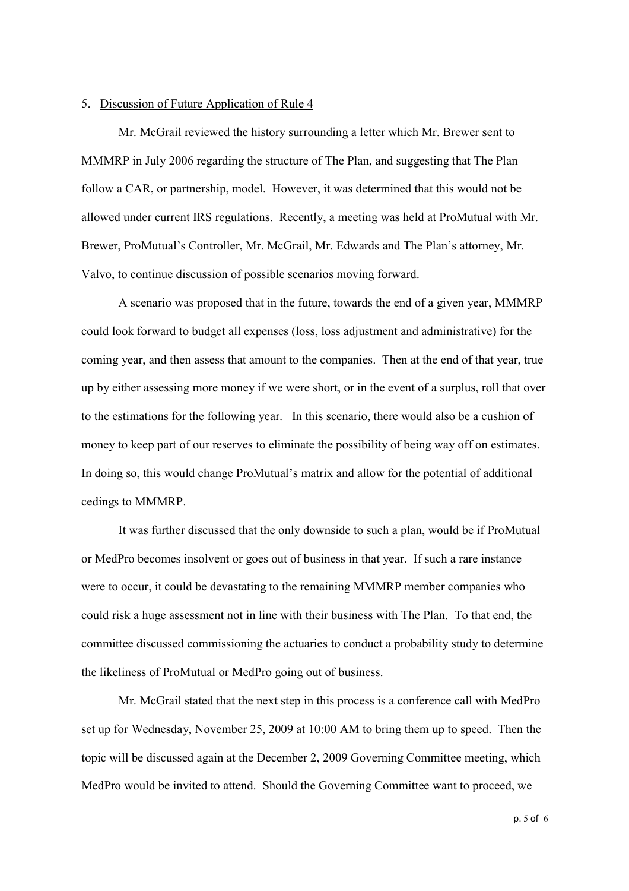5. Discussion of Future Application of Rule 4

Mr. McGrail reviewed the history surrounding a letter which Mr. Brewer sent to MMMRP in July 2006 regarding the structure of The Plan, and suggesting that The Plan follow a CAR, or partnership, model. However, it was determined that this would not be allowed under current IRS regulations. Recently, a meeting was held at ProMutual with Mr. Brewer, ProMutual's Controller, Mr. McGrail, Mr. Edwards and The Plan's attorney, Mr. Valvo, to continue discussion of possible scenarios moving forward.

A scenario was proposed that in the future, towards the end of a given year, MMMRP could look forward to budget all expenses (loss, loss adjustment and administrative) for the coming year, and then assess that amount to the companies. Then at the end of that year, true up by either assessing more money if we were short, or in the event of a surplus, roll that over to the estimations for the following year. In this scenario, there would also be a cushion of money to keep part of our reserves to eliminate the possibility of being way off on estimates. In doing so, this would change ProMutual's matrix and allow for the potential of additional cedings to MMMRP.

It was further discussed that the only downside to such a plan, would be if ProMutual or MedPro becomes insolvent or goes out of business in that year. If such a rare instance were to occur, it could be devastating to the remaining MMMRP member companies who could risk a huge assessment not in line with their business with The Plan. To that end, the committee discussed commissioning the actuaries to conduct a probability study to determine the likeliness of ProMutual or MedPro going out of business.

Mr. McGrail stated that the next step in this process is a conference call with MedPro set up for Wednesday, November 25, 2009 at 10:00 AM to bring them up to speed. Then the topic will be discussed again at the December 2, 2009 Governing Committee meeting, which MedPro would be invited to attend. Should the Governing Committee want to proceed, we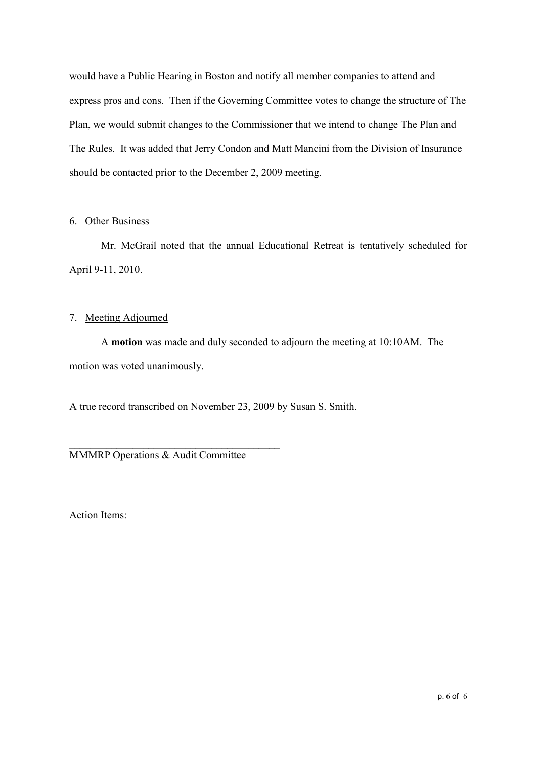would have a Public Hearing in Boston and notify all member companies to attend and express pros and cons. Then if the Governing Committee votes to change the structure of The Plan, we would submit changes to the Commissioner that we intend to change The Plan and The Rules. It was added that Jerry Condon and Matt Mancini from the Division of Insurance should be contacted prior to the December 2, 2009 meeting.

6. Other Business

Mr. McGrail noted that the annual Educational Retreat is tentatively scheduled for April 9-11, 2010.

7. Meeting Adjourned

A **motion** was made and duly seconded to adjourn the meeting at 10:10AM. The motion was voted unanimously.

A true record transcribed on November 23, 2009 by Susan S. Smith.

\_\_\_\_\_\_\_\_\_\_\_\_\_\_\_\_\_\_\_\_\_\_\_\_\_\_\_\_\_\_\_\_\_\_\_\_\_\_\_\_

MMMRP Operations & Audit Committee

Action Items: